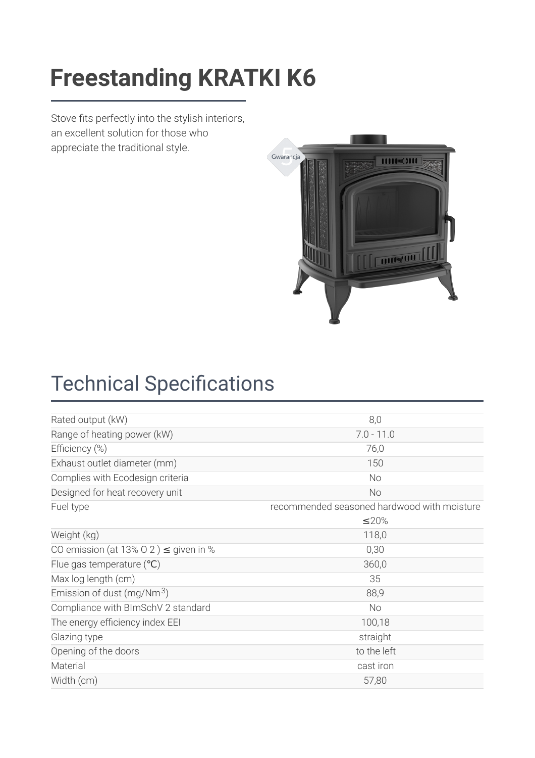# Freestanding KRATKI K6

Stove fits perfectly into the stylish interiors, an excellent solution for those who appreciate the traditional style.

## Technical Specifications

| | |
|---|---|
| Rated output (kW) | 8,0 |
| Range of heating power (kW) | 7.0 - 11.0 |
| Efficiency (%) | 76,0 |
| Exhaust outlet diameter (mm) | 150 |
| Complies with Ecodesign criteria | No |
| Designed for heat recovery unit | No |
| Fuel type | recommended seasoned hardwood with moisture ≤20% |
| Weight (kg) | 118,0 |
| CO emission (at 13% O 2 ) ≤ given in % | 0,30 |
| Flue gas temperature (℃) | 360,0 |
| Max log length (cm) | 35 |
| Emission of dust (mg/Nm$^3$) | 88,9 |
| Compliance with BImSchV 2 standard | No |
| The energy efficiency index EEI | 100,18 |
| Glazing type | straight |
| Opening of the doors | to the left |
| Material | cast iron |
| Width (cm) | 57,80 |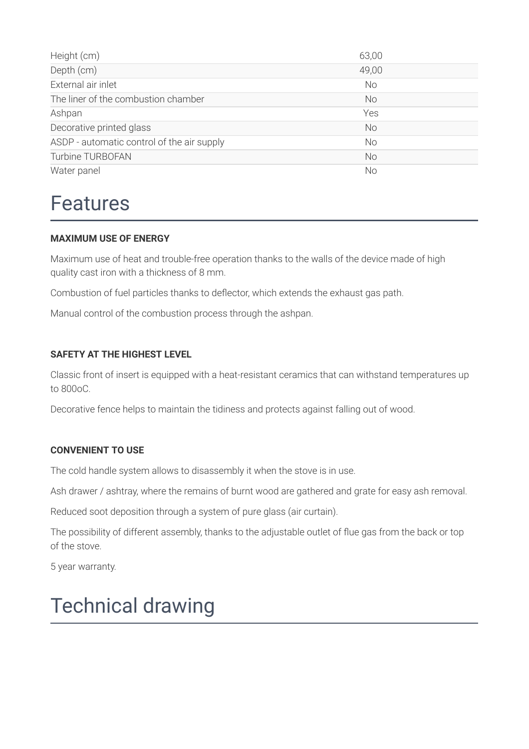| | |
|---|---|
| Height (cm) | 63,00 |
| Depth (cm) | 49,00 |
| External air inlet | No |
| The liner of the combustion chamber | No |
| Ashpan | Yes |
| Decorative printed glass | No |
| ASDP - automatic control of the air supply | No |
| Turbine TURBOFAN | No |
| Water panel | No |

# Features

**MAXIMUM USE OF ENERGY**

Maximum use of heat and trouble-free operation thanks to the walls of the device made of high quality cast iron with a thickness of 8 mm.

Combustion of fuel particles thanks to deflector, which extends the exhaust gas path.

Manual control of the combustion process through the ashpan.

**SAFETY AT THE HIGHEST LEVEL**

Classic front of insert is equipped with a heat-resistant ceramics that can withstand temperatures up to 800oC.

Decorative fence helps to maintain the tidiness and protects against falling out of wood.

**CONVENIENT TO USE**

The cold handle system allows to disassembly it when the stove is in use.

Ash drawer / ashtray, where the remains of burnt wood are gathered and grate for easy ash removal.

Reduced soot deposition through a system of pure glass (air curtain).

The possibility of different assembly, thanks to the adjustable outlet of flue gas from the back or top of the stove.

5 year warranty.

# Technical drawing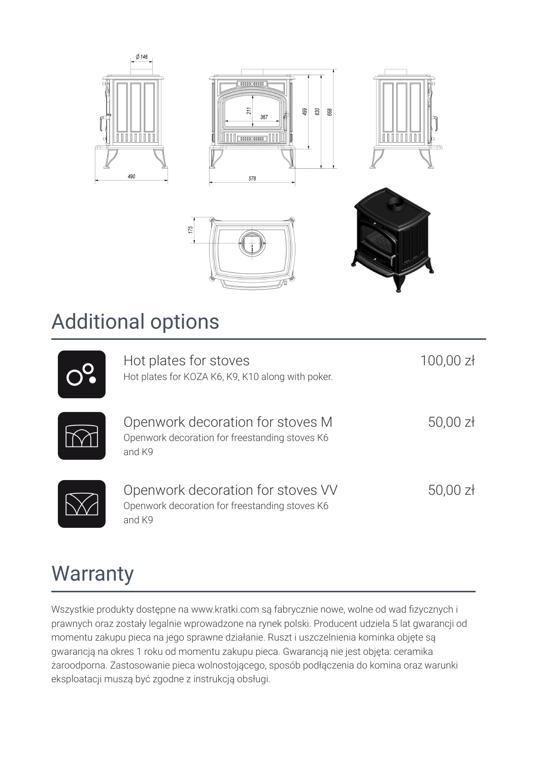## Additional options

| Option | Description | Price |
| --- | --- | --- |
| Hot plates for stoves | Hot plates for KOZA K6, K9, K10 along with poker. | 100,00 zł |
| Openwork decoration for stoves M | Openwork decoration for freestanding stoves K6 and K9 | 50,00 zł |
| Openwork decoration for stoves VV | Openwork decoration for freestanding stoves K6 and K9 | 50,00 zł |

## Warranty

Wszystkie produkty dostępne na www.kratki.com są fabrycznie nowe, wolne od wad fizycznych i prawnych oraz zostały legalnie wprowadzone na rynek polski. Producent udziela 5 lat gwarancji od momentu zakupu pieca na jego sprawne działanie. Ruszt i uszczelnienia kominka objęte są gwarancją na okres 1 roku od momentu zakupu pieca. Gwarancją nie jest objęta: ceramika żaroodporna. Zastosowanie pieca wolnostojącego, sposób podłączenia do komina oraz warunki eksploatacji muszą być zgodne z instrukcją obsługi.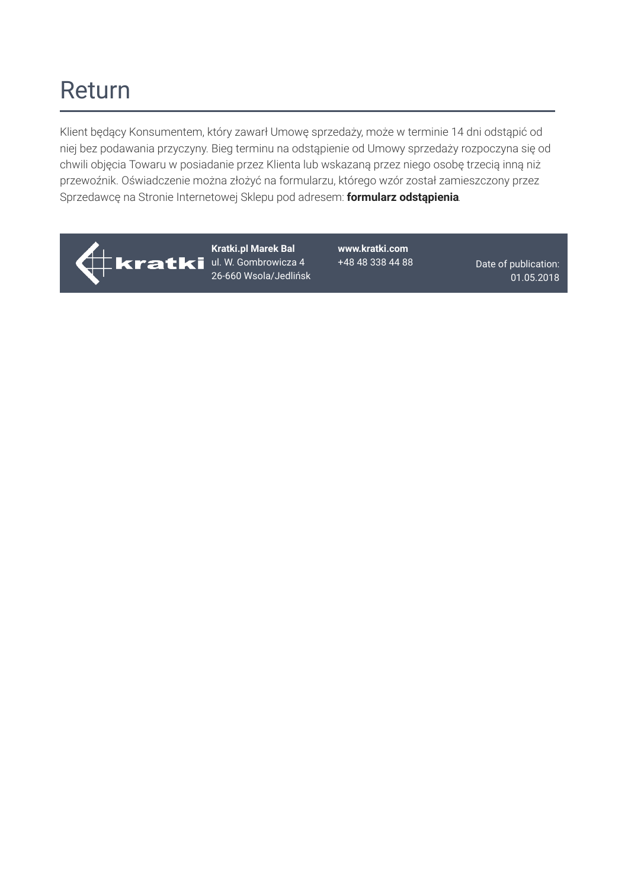# Return

Klient będący Konsumentem, który zawarł Umowę sprzedaży, może w terminie 14 dni odstąpić od niej bez podawania przyczyny. Bieg terminu na odstąpienie od Umowy sprzedaży rozpoczyna się od chwili objęcia Towaru w posiadanie przez Klienta lub wskazaną przez niego osobę trzecią inną niż przewoźnik. Oświadczenie można złożyć na formularzu, którego wzór został zamieszczony przez Sprzedawcę na Stronie Internetowej Sklepu pod adresem: **formularz odstąpienia**.

**Kratki.pl Marek Bal**
ul. W. Gombrowicza 4
26-660 Wsola/Jedlińsk

**www.kratki.com**
+48 48 338 44 88

Date of publication:
01.05.2018